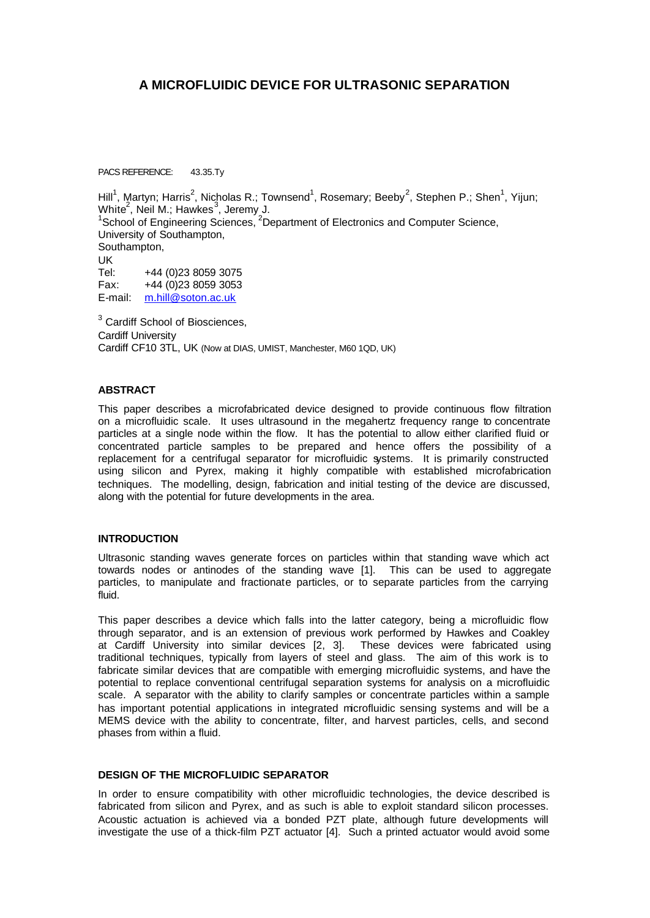# A MICROFLUIDIC DEVICE FOR ULTRASONIC SEPARATION

PACS REFERENCE: 43.35.Ty

Hill[1], Martyn; Harris[2], Nicholas R.; Townsend[1], Rosemary; Beeby[2], Stephen P.; Shen[1], Yijun; White[2], Neil M.; Hawkes[3], Jeremy J.
[1]School of Engineering Sciences, [2]Department of Electronics and Computer Science,
University of Southampton,
Southampton,
UK
Tel: +44 (0)23 8059 3075
Fax: +44 (0)23 8059 3053
E-mail: m.hill@soton.ac.uk

[3] Cardiff School of Biosciences,
Cardiff University
Cardiff CF10 3TL, UK (Now at DIAS, UMIST, Manchester, M60 1QD, UK)

## ABSTRACT

This paper describes a microfabricated device designed to provide continuous flow filtration on a microfluidic scale. It uses ultrasound in the megahertz frequency range to concentrate particles at a single node within the flow. It has the potential to allow either clarified fluid or concentrated particle samples to be prepared and hence offers the possibility of a replacement for a centrifugal separator for microfluidic systems. It is primarily constructed using silicon and Pyrex, making it highly compatible with established microfabrication techniques. The modelling, design, fabrication and initial testing of the device are discussed, along with the potential for future developments in the area.

## INTRODUCTION

Ultrasonic standing waves generate forces on particles within that standing wave which act towards nodes or antinodes of the standing wave [1]. This can be used to aggregate particles, to manipulate and fractionate particles, or to separate particles from the carrying fluid.

This paper describes a device which falls into the latter category, being a microfluidic flow through separator, and is an extension of previous work performed by Hawkes and Coakley at Cardiff University into similar devices [2, 3]. These devices were fabricated using traditional techniques, typically from layers of steel and glass. The aim of this work is to fabricate similar devices that are compatible with emerging microfluidic systems, and have the potential to replace conventional centrifugal separation systems for analysis on a microfluidic scale. A separator with the ability to clarify samples or concentrate particles within a sample has important potential applications in integrated microfluidic sensing systems and will be a MEMS device with the ability to concentrate, filter, and harvest particles, cells, and second phases from within a fluid.

## DESIGN OF THE MICROFLUIDIC SEPARATOR

In order to ensure compatibility with other microfluidic technologies, the device described is fabricated from silicon and Pyrex, and as such is able to exploit standard silicon processes. Acoustic actuation is achieved via a bonded PZT plate, although future developments will investigate the use of a thick-film PZT actuator [4]. Such a printed actuator would avoid some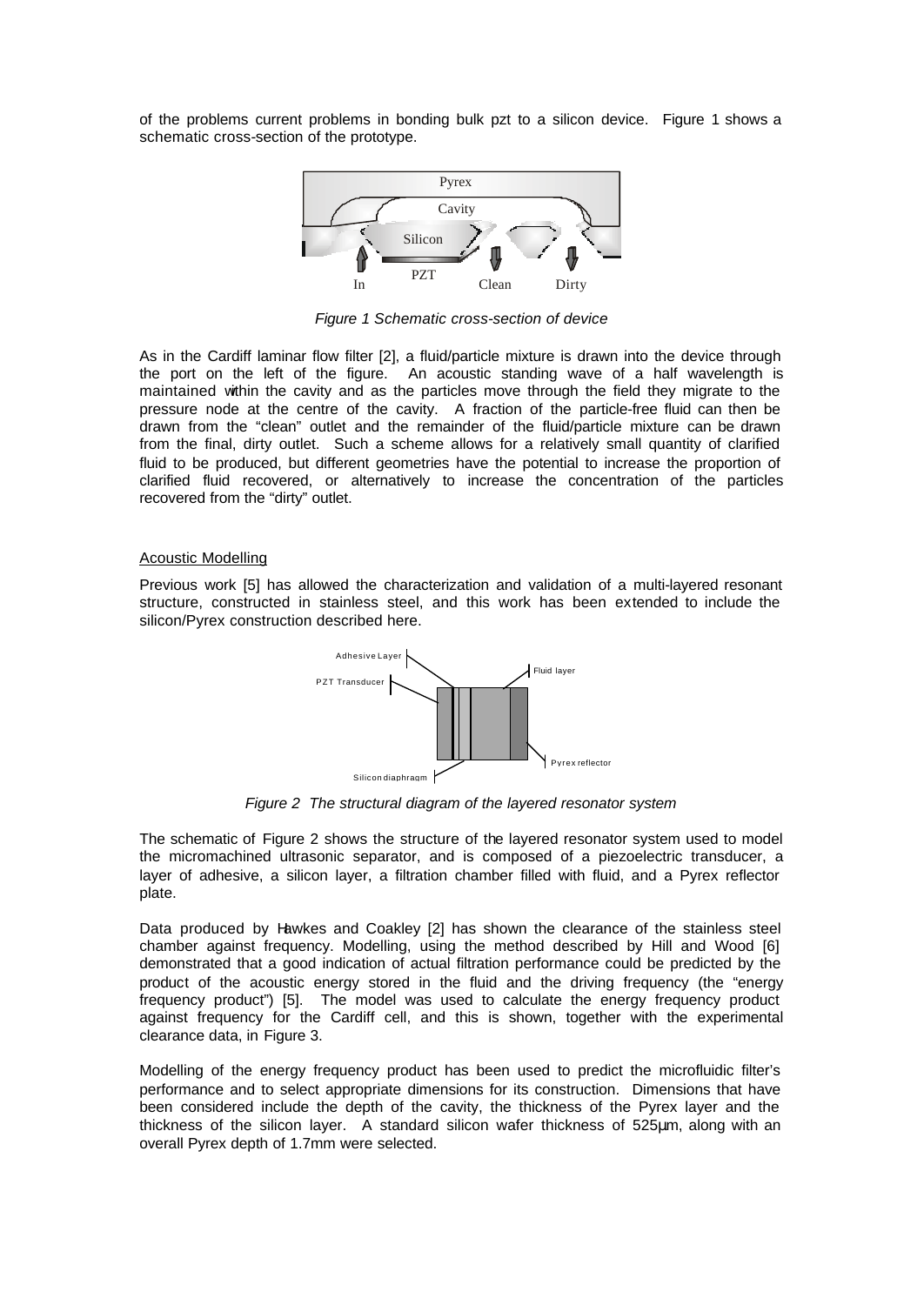of the problems current problems in bonding bulk pzt to a silicon device. Figure 1 shows a schematic cross-section of the prototype.

*Figure 1 Schematic cross-section of device*

As in the Cardiff laminar flow filter [2], a fluid/particle mixture is drawn into the device through the port on the left of the figure. An acoustic standing wave of a half wavelength is maintained within the cavity and as the particles move through the field they migrate to the pressure node at the centre of the cavity. A fraction of the particle-free fluid can then be drawn from the "clean" outlet and the remainder of the fluid/particle mixture can be drawn from the final, dirty outlet. Such a scheme allows for a relatively small quantity of clarified fluid to be produced, but different geometries have the potential to increase the proportion of clarified fluid recovered, or alternatively to increase the concentration of the particles recovered from the "dirty" outlet.

## Acoustic Modelling

Previous work [5] has allowed the characterization and validation of a multi-layered resonant structure, constructed in stainless steel, and this work has been extended to include the silicon/Pyrex construction described here.

*Figure 2 The structural diagram of the layered resonator system*

The schematic of Figure 2 shows the structure of the layered resonator system used to model the micromachined ultrasonic separator, and is composed of a piezoelectric transducer, a layer of adhesive, a silicon layer, a filtration chamber filled with fluid, and a Pyrex reflector plate.

Data produced by Hawkes and Coakley [2] has shown the clearance of the stainless steel chamber against frequency. Modelling, using the method described by Hill and Wood [6] demonstrated that a good indication of actual filtration performance could be predicted by the product of the acoustic energy stored in the fluid and the driving frequency (the "energy frequency product") [5]. The model was used to calculate the energy frequency product against frequency for the Cardiff cell, and this is shown, together with the experimental clearance data, in Figure 3.

Modelling of the energy frequency product has been used to predict the microfluidic filter's performance and to select appropriate dimensions for its construction. Dimensions that have been considered include the depth of the cavity, the thickness of the Pyrex layer and the thickness of the silicon layer. A standard silicon wafer thickness of 525µm, along with an overall Pyrex depth of 1.7mm were selected.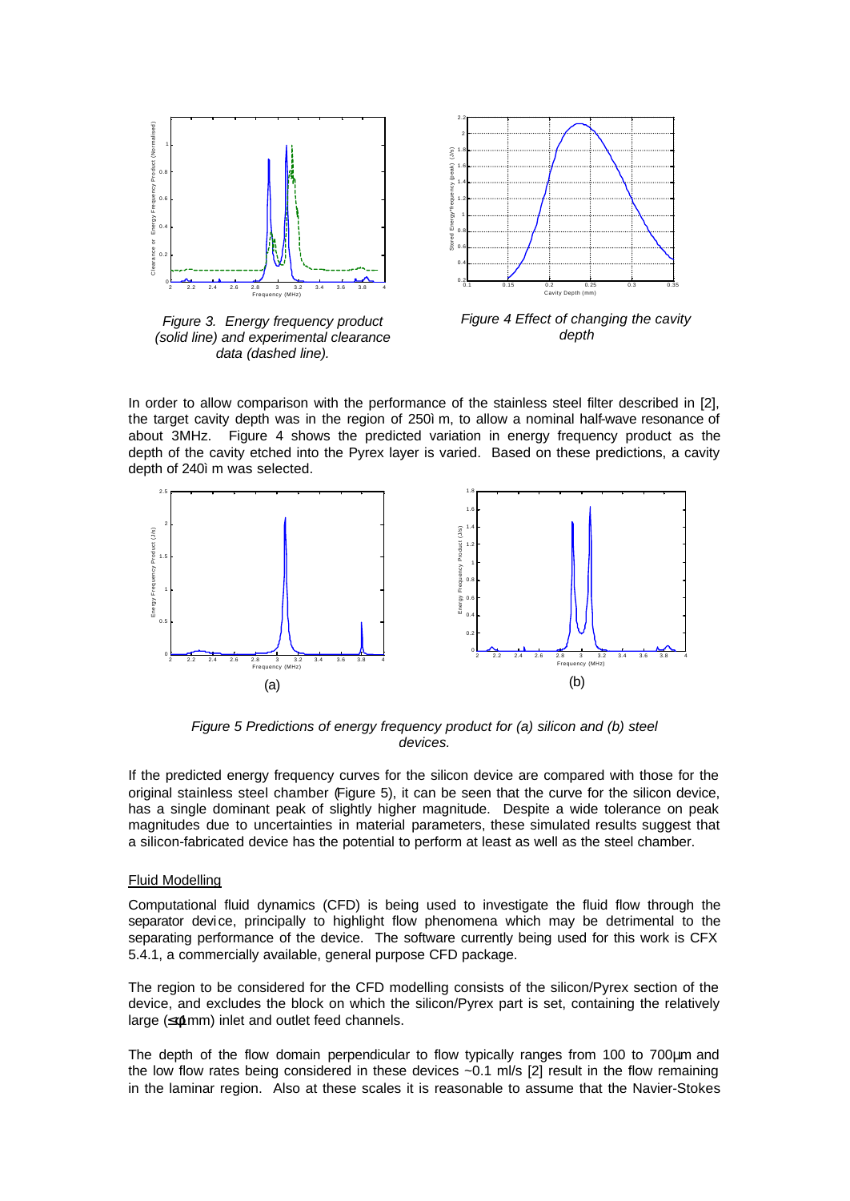*Figure 3. Energy frequency product (solid line) and experimental clearance data (dashed line).*

*Figure 4 Effect of changing the cavity depth*

In order to allow comparison with the performance of the stainless steel filter described in [2], the target cavity depth was in the region of 250ì m, to allow a nominal half-wave resonance of about 3MHz. Figure 4 shows the predicted variation in energy frequency product as the depth of the cavity etched into the Pyrex layer is varied. Based on these predictions, a cavity depth of 240ì m was selected.

(a)

(b)

*Figure 5 Predictions of energy frequency product for (a) silicon and (b) steel devices.*

If the predicted energy frequency curves for the silicon device are compared with those for the original stainless steel chamber (Figure 5), it can be seen that the curve for the silicon device, has a single dominant peak of slightly higher magnitude. Despite a wide tolerance on peak magnitudes due to uncertainties in material parameters, these simulated results suggest that a silicon-fabricated device has the potential to perform at least as well as the steel chamber.

Fluid Modelling

Computational fluid dynamics (CFD) is being used to investigate the fluid flow through the separator device, principally to highlight flow phenomena which may be detrimental to the separating performance of the device. The software currently being used for this work is CFX 5.4.1, a commercially available, general purpose CFD package.

The region to be considered for the CFD modelling consists of the silicon/Pyrex section of the device, and excludes the block on which the silicon/Pyrex part is set, containing the relatively large (≤φ1mm) inlet and outlet feed channels.

The depth of the flow domain perpendicular to flow typically ranges from 100 to 700µm and the low flow rates being considered in these devices ~0.1 ml/s [2] result in the flow remaining in the laminar region. Also at these scales it is reasonable to assume that the Navier-Stokes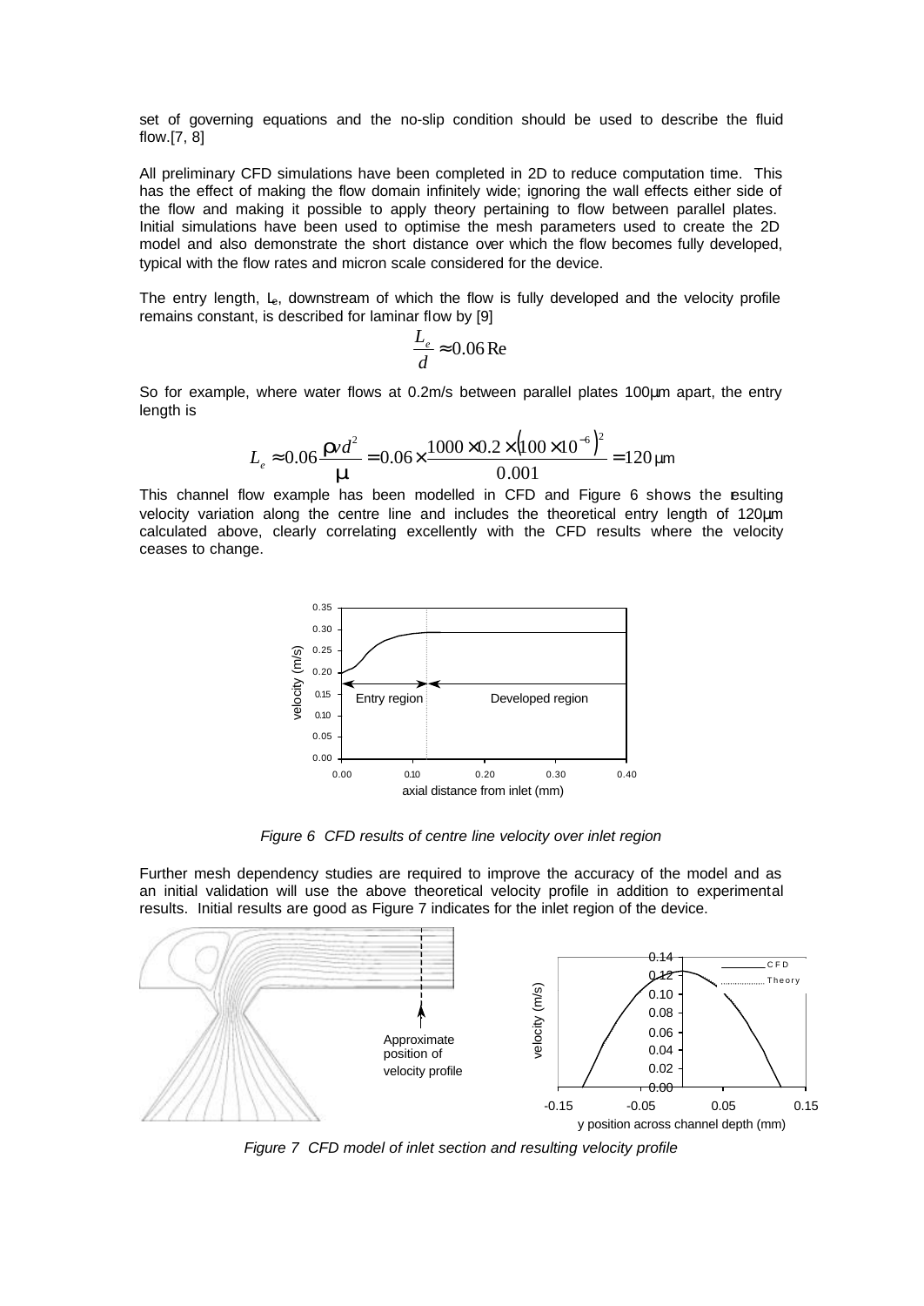set of governing equations and the no-slip condition should be used to describe the fluid flow.[7, 8]

All preliminary CFD simulations have been completed in 2D to reduce computation time. This has the effect of making the flow domain infinitely wide; ignoring the wall effects either side of the flow and making it possible to apply theory pertaining to flow between parallel plates. Initial simulations have been used to optimise the mesh parameters used to create the 2D model and also demonstrate the short distance over which the flow becomes fully developed, typical with the flow rates and micron scale considered for the device.

The entry length, $L_e$, downstream of which the flow is fully developed and the velocity profile remains constant, is described for laminar flow by [9]

$$\frac{L_e}{d} \approx 0.06\,\mathrm{Re}$$

So for example, where water flows at 0.2m/s between parallel plates 100μm apart, the entry length is

$$L_e \approx 0.06\frac{\rho v d^2}{\mu} = 0.06 \times \frac{1000 \times 0.2 \times \left(100 \times 10^{-6}\right)^2}{0.001} = 120\,\mu\mathrm{m}$$

This channel flow example has been modelled in CFD and Figure 6 shows the resulting velocity variation along the centre line and includes the theoretical entry length of 120μm calculated above, clearly correlating excellently with the CFD results where the velocity ceases to change.

*Figure 6 CFD results of centre line velocity over inlet region*

Further mesh dependency studies are required to improve the accuracy of the model and as an initial validation will use the above theoretical velocity profile in addition to experimental results. Initial results are good as Figure 7 indicates for the inlet region of the device.

*Figure 7 CFD model of inlet section and resulting velocity profile*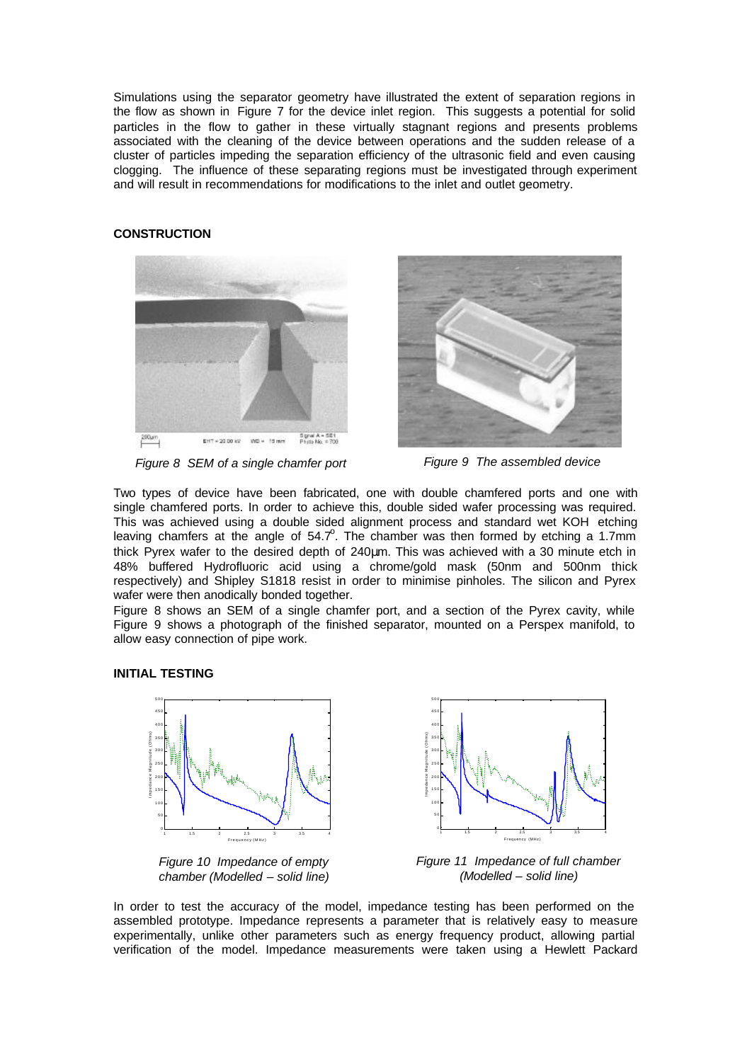Simulations using the separator geometry have illustrated the extent of separation regions in the flow as shown in Figure 7 for the device inlet region. This suggests a potential for solid particles in the flow to gather in these virtually stagnant regions and presents problems associated with the cleaning of the device between operations and the sudden release of a cluster of particles impeding the separation efficiency of the ultrasonic field and even causing clogging. The influence of these separating regions must be investigated through experiment and will result in recommendations for modifications to the inlet and outlet geometry.

## CONSTRUCTION

*Figure 8 SEM of a single chamfer port*

*Figure 9 The assembled device*

Two types of device have been fabricated, one with double chamfered ports and one with single chamfered ports. In order to achieve this, double sided wafer processing was required. This was achieved using a double sided alignment process and standard wet KOH etching leaving chamfers at the angle of $54.7^{o}$. The chamber was then formed by etching a 1.7mm thick Pyrex wafer to the desired depth of 240μm. This was achieved with a 30 minute etch in 48% buffered Hydrofluoric acid using a chrome/gold mask (50nm and 500nm thick respectively) and Shipley S1818 resist in order to minimise pinholes. The silicon and Pyrex wafer were then anodically bonded together.

Figure 8 shows an SEM of a single chamfer port, and a section of the Pyrex cavity, while Figure 9 shows a photograph of the finished separator, mounted on a Perspex manifold, to allow easy connection of pipe work.

## INITIAL TESTING

*Figure 10 Impedance of empty chamber (Modelled – solid line)*

*Figure 11 Impedance of full chamber (Modelled – solid line)*

In order to test the accuracy of the model, impedance testing has been performed on the assembled prototype. Impedance represents a parameter that is relatively easy to measure experimentally, unlike other parameters such as energy frequency product, allowing partial verification of the model. Impedance measurements were taken using a Hewlett Packard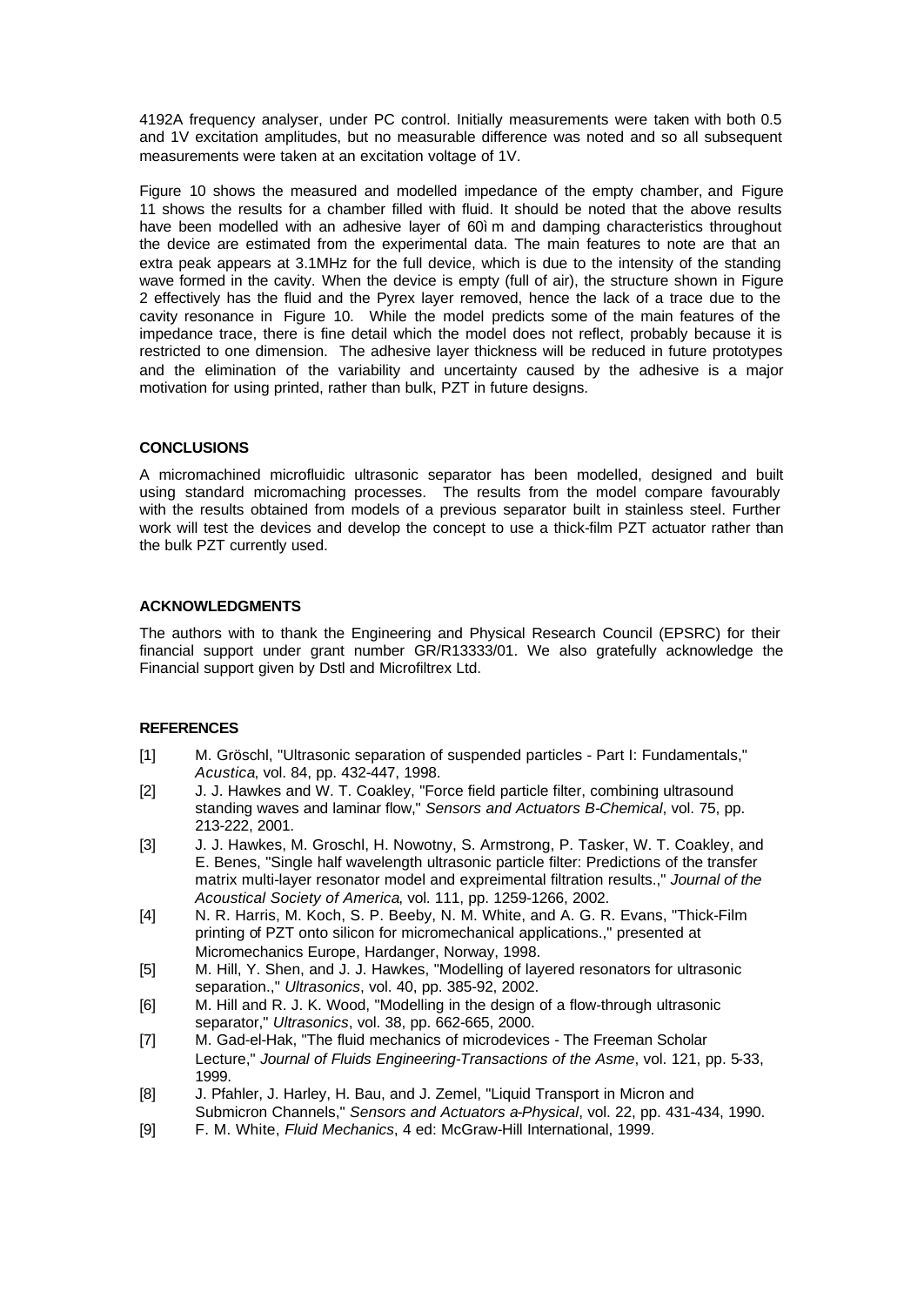4192A frequency analyser, under PC control. Initially measurements were taken with both 0.5 and 1V excitation amplitudes, but no measurable difference was noted and so all subsequent measurements were taken at an excitation voltage of 1V.

Figure 10 shows the measured and modelled impedance of the empty chamber, and Figure 11 shows the results for a chamber filled with fluid. It should be noted that the above results have been modelled with an adhesive layer of 60ì m and damping characteristics throughout the device are estimated from the experimental data. The main features to note are that an extra peak appears at 3.1MHz for the full device, which is due to the intensity of the standing wave formed in the cavity. When the device is empty (full of air), the structure shown in Figure 2 effectively has the fluid and the Pyrex layer removed, hence the lack of a trace due to the cavity resonance in Figure 10. While the model predicts some of the main features of the impedance trace, there is fine detail which the model does not reflect, probably because it is restricted to one dimension. The adhesive layer thickness will be reduced in future prototypes and the elimination of the variability and uncertainty caused by the adhesive is a major motivation for using printed, rather than bulk, PZT in future designs.

## CONCLUSIONS

A micromachined microfluidic ultrasonic separator has been modelled, designed and built using standard micromaching processes. The results from the model compare favourably with the results obtained from models of a previous separator built in stainless steel. Further work will test the devices and develop the concept to use a thick-film PZT actuator rather than the bulk PZT currently used.

## ACKNOWLEDGMENTS

The authors with to thank the Engineering and Physical Research Council (EPSRC) for their financial support under grant number GR/R13333/01. We also gratefully acknowledge the Financial support given by Dstl and Microfiltrex Ltd.

## REFERENCES

[1] M. Gröschl, "Ultrasonic separation of suspended particles - Part I: Fundamentals," *Acustica*, vol. 84, pp. 432-447, 1998.

[2] J. J. Hawkes and W. T. Coakley, "Force field particle filter, combining ultrasound standing waves and laminar flow," *Sensors and Actuators B-Chemical*, vol. 75, pp. 213-222, 2001.

[3] J. J. Hawkes, M. Groschl, H. Nowotny, S. Armstrong, P. Tasker, W. T. Coakley, and E. Benes, "Single half wavelength ultrasonic particle filter: Predictions of the transfer matrix multi-layer resonator model and expreimental filtration results.," *Journal of the Acoustical Society of America*, vol. 111, pp. 1259-1266, 2002.

[4] N. R. Harris, M. Koch, S. P. Beeby, N. M. White, and A. G. R. Evans, "Thick-Film printing of PZT onto silicon for micromechanical applications.," presented at Micromechanics Europe, Hardanger, Norway, 1998.

[5] M. Hill, Y. Shen, and J. J. Hawkes, "Modelling of layered resonators for ultrasonic separation.," *Ultrasonics*, vol. 40, pp. 385-92, 2002.

[6] M. Hill and R. J. K. Wood, "Modelling in the design of a flow-through ultrasonic separator," *Ultrasonics*, vol. 38, pp. 662-665, 2000.

[7] M. Gad-el-Hak, "The fluid mechanics of microdevices - The Freeman Scholar Lecture," *Journal of Fluids Engineering-Transactions of the Asme*, vol. 121, pp. 5-33, 1999.

[8] J. Pfahler, J. Harley, H. Bau, and J. Zemel, "Liquid Transport in Micron and Submicron Channels," *Sensors and Actuators a-Physical*, vol. 22, pp. 431-434, 1990.

[9] F. M. White, *Fluid Mechanics*, 4 ed: McGraw-Hill International, 1999.